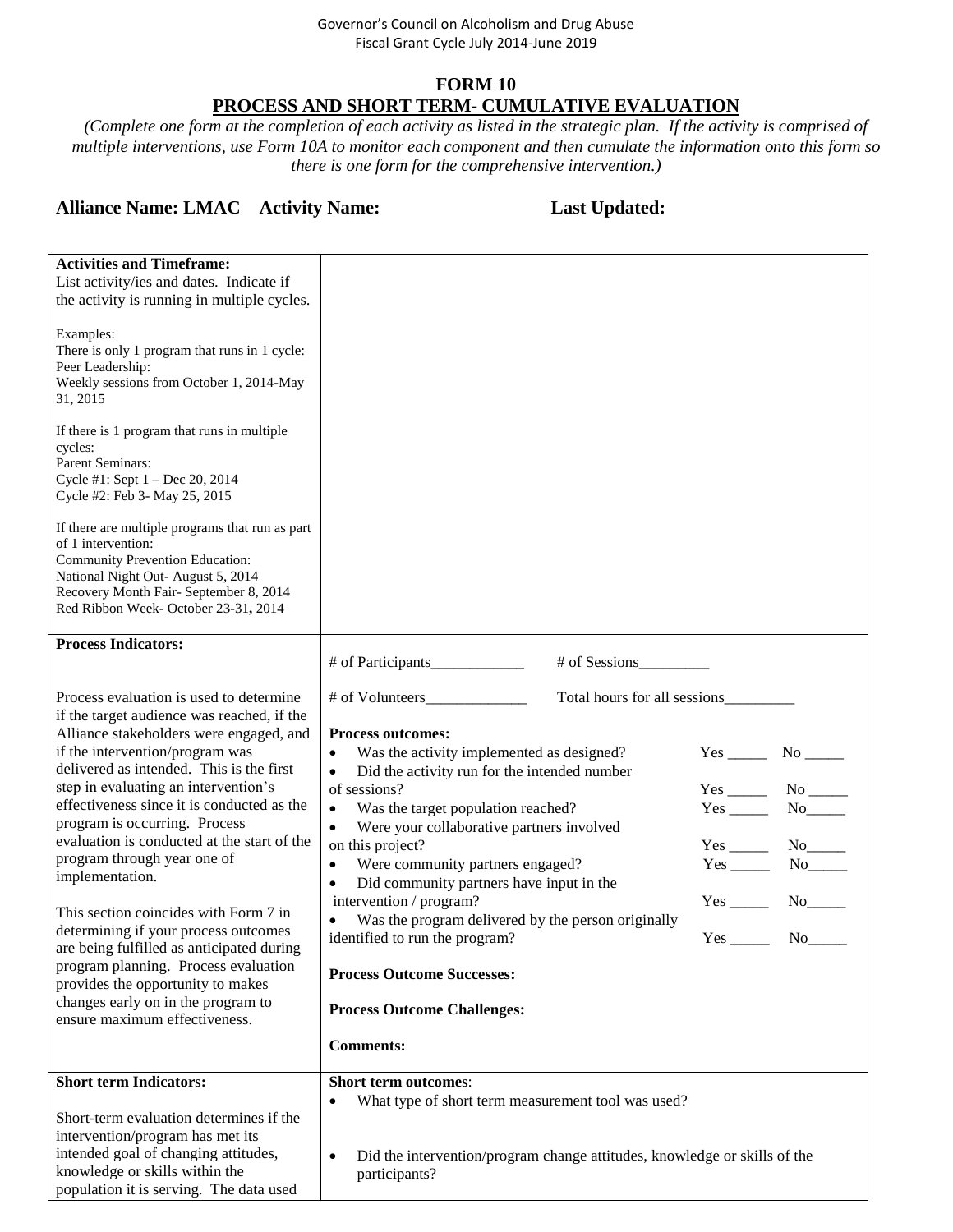Governor's Council on Alcoholism and Drug Abuse
Fiscal Grant Cycle July 2014-June 2019

# FORM 10

## PROCESS AND SHORT TERM- CUMULATIVE EVALUATION

*(Complete one form at the completion of each activity as listed in the strategic plan. If the activity is comprised of multiple interventions, use Form 10A to monitor each component and then cumulate the information onto this form so there is one form for the comprehensive intervention.)*

**Alliance Name: LMAC Activity Name: Last Updated:**

| | |
|---|---|
| **Activities and Timeframe:**<br>List activity/ies and dates. Indicate if the activity is running in multiple cycles.<br><br>Examples:<br>There is only 1 program that runs in 1 cycle:<br>Peer Leadership:<br>Weekly sessions from October 1, 2014-May 31, 2015<br><br>If there is 1 program that runs in multiple cycles:<br>Parent Seminars:<br>Cycle #1: Sept 1 – Dec 20, 2014<br>Cycle #2: Feb 3- May 25, 2015<br><br>If there are multiple programs that run as part of 1 intervention:<br>Community Prevention Education:<br>National Night Out- August 5, 2014<br>Recovery Month Fair- September 8, 2014<br>Red Ribbon Week- October 23-31, 2014 | |
| **Process Indicators:**<br><br>Process evaluation is used to determine if the target audience was reached, if the Alliance stakeholders were engaged, and if the intervention/program was delivered as intended. This is the first step in evaluating an intervention's effectiveness since it is conducted as the program is occurring. Process evaluation is conducted at the start of the program through year one of implementation.<br><br>This section coincides with Form 7 in determining if your process outcomes are being fulfilled as anticipated during program planning. Process evaluation provides the opportunity to makes changes early on in the program to ensure maximum effectiveness. | # of Participants____________ # of Sessions_________<br><br># of Volunteers_____________ Total hours for all sessions_________<br><br>**Process outcomes:**<br>• Was the activity implemented as designed? Yes _____ No _____<br>• Did the activity run for the intended number of sessions? Yes _____ No _____<br>• Was the target population reached? Yes _____ No_____<br>• Were your collaborative partners involved on this project? Yes _____ No_____<br>• Were community partners engaged? Yes _____ No_____<br>• Did community partners have input in the intervention / program? Yes _____ No_____<br>• Was the program delivered by the person originally identified to run the program? Yes _____ No_____<br><br>**Process Outcome Successes:**<br><br>**Process Outcome Challenges:**<br><br>**Comments:** |
| **Short term Indicators:**<br><br>Short-term evaluation determines if the intervention/program has met its intended goal of changing attitudes, knowledge or skills within the population it is serving. The data used | **Short term outcomes**:<br>• What type of short term measurement tool was used?<br><br>• Did the intervention/program change attitudes, knowledge or skills of the participants? |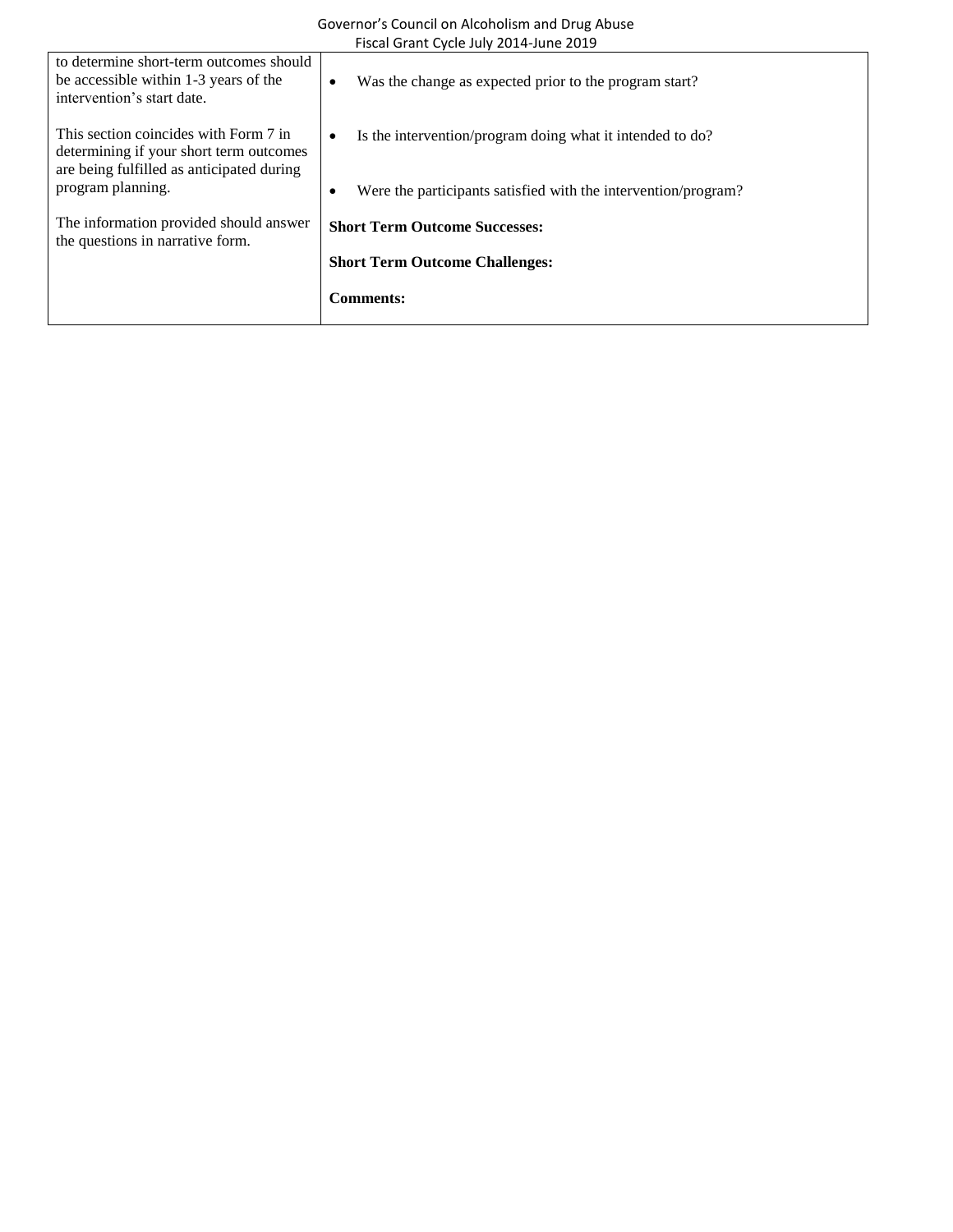| | |
|---|---|
| to determine short-term outcomes should be accessible within 1-3 years of the intervention's start date.<br><br>This section coincides with Form 7 in determining if your short term outcomes are being fulfilled as anticipated during program planning.<br><br>The information provided should answer the questions in narrative form. | • Was the change as expected prior to the program start?<br><br>• Is the intervention/program doing what it intended to do?<br><br>• Were the participants satisfied with the intervention/program?<br><br>**Short Term Outcome Successes:**<br><br>**Short Term Outcome Challenges:**<br><br>**Comments:** |